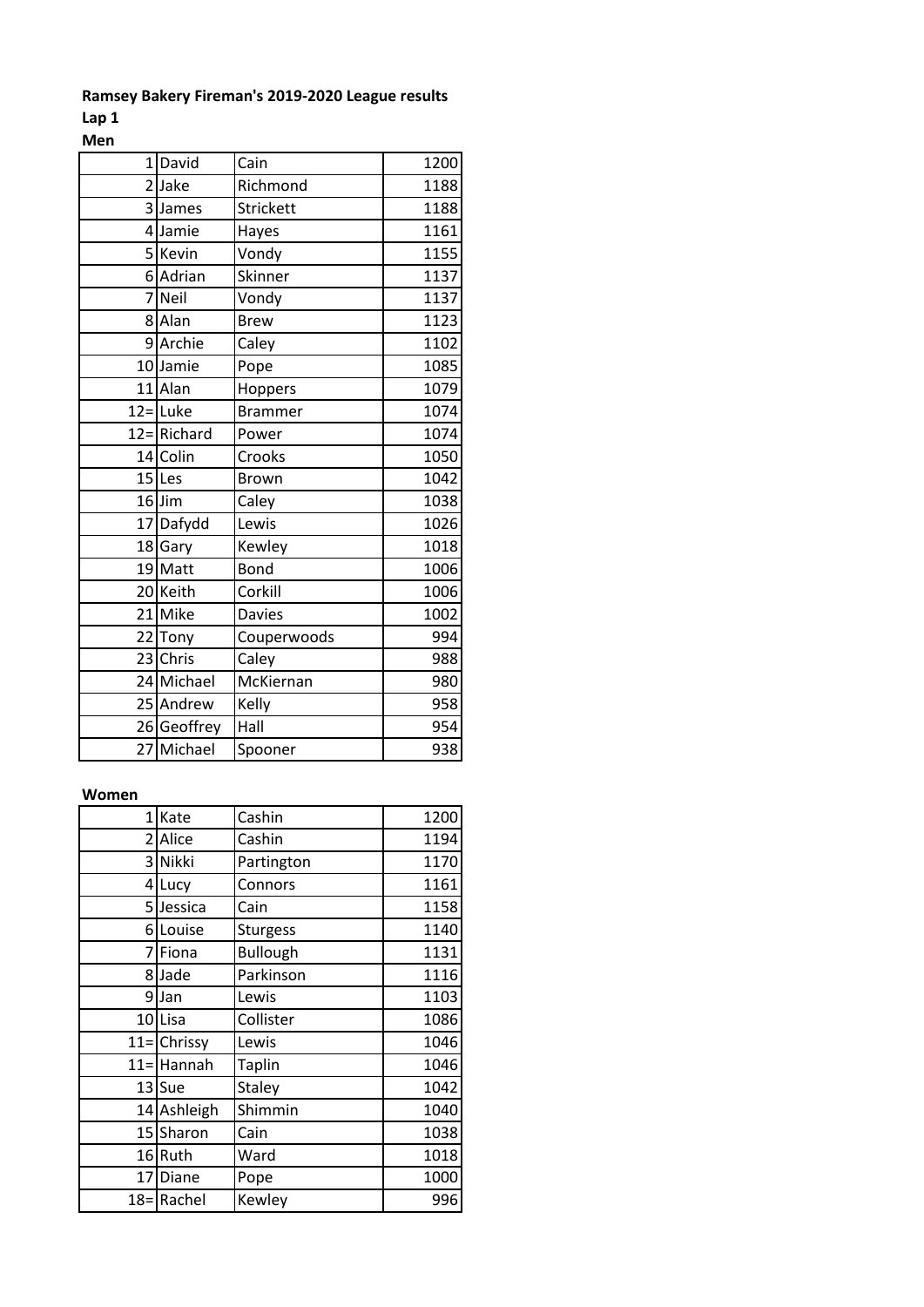**Ramsey Bakery Fireman's 2019-2020 League results**

**Lap 1**

**Men**

| | | | |
|---|---|---|---|
| 1 | David | Cain | 1200 |
| 2 | Jake | Richmond | 1188 |
| 3 | James | Strickett | 1188 |
| 4 | Jamie | Hayes | 1161 |
| 5 | Kevin | Vondy | 1155 |
| 6 | Adrian | Skinner | 1137 |
| 7 | Neil | Vondy | 1137 |
| 8 | Alan | Brew | 1123 |
| 9 | Archie | Caley | 1102 |
| 10 | Jamie | Pope | 1085 |
| 11 | Alan | Hoppers | 1079 |
| 12= | Luke | Brammer | 1074 |
| 12= | Richard | Power | 1074 |
| 14 | Colin | Crooks | 1050 |
| 15 | Les | Brown | 1042 |
| 16 | Jim | Caley | 1038 |
| 17 | Dafydd | Lewis | 1026 |
| 18 | Gary | Kewley | 1018 |
| 19 | Matt | Bond | 1006 |
| 20 | Keith | Corkill | 1006 |
| 21 | Mike | Davies | 1002 |
| 22 | Tony | Couperwoods | 994 |
| 23 | Chris | Caley | 988 |
| 24 | Michael | McKiernan | 980 |
| 25 | Andrew | Kelly | 958 |
| 26 | Geoffrey | Hall | 954 |
| 27 | Michael | Spooner | 938 |

**Women**

| | | | |
|---|---|---|---|
| 1 | Kate | Cashin | 1200 |
| 2 | Alice | Cashin | 1194 |
| 3 | Nikki | Partington | 1170 |
| 4 | Lucy | Connors | 1161 |
| 5 | Jessica | Cain | 1158 |
| 6 | Louise | Sturgess | 1140 |
| 7 | Fiona | Bullough | 1131 |
| 8 | Jade | Parkinson | 1116 |
| 9 | Jan | Lewis | 1103 |
| 10 | Lisa | Collister | 1086 |
| 11= | Chrissy | Lewis | 1046 |
| 11= | Hannah | Taplin | 1046 |
| 13 | Sue | Staley | 1042 |
| 14 | Ashleigh | Shimmin | 1040 |
| 15 | Sharon | Cain | 1038 |
| 16 | Ruth | Ward | 1018 |
| 17 | Diane | Pope | 1000 |
| 18= | Rachel | Kewley | 996 |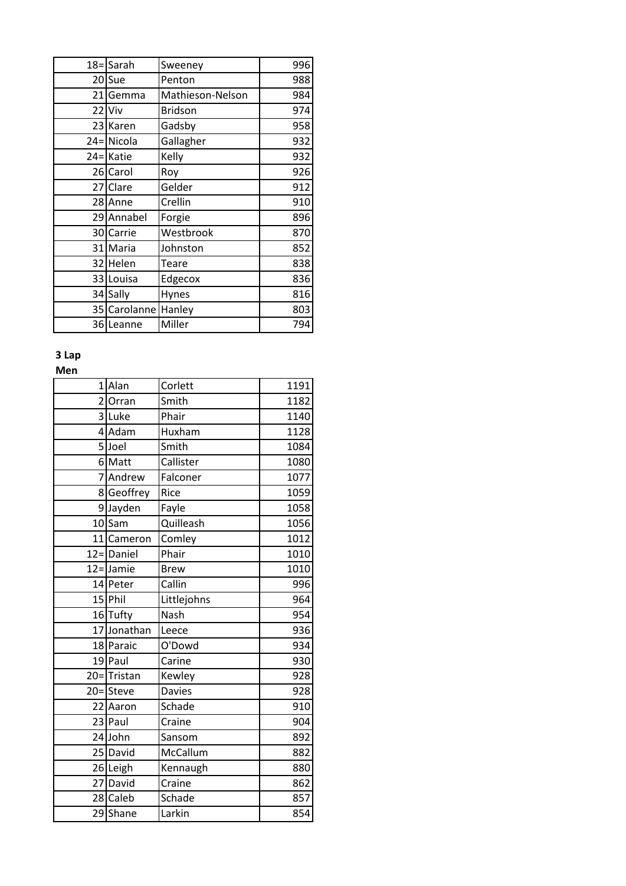| | | | |
|---|---|---|---|
| 18= | Sarah | Sweeney | 996 |
| 20 | Sue | Penton | 988 |
| 21 | Gemma | Mathieson-Nelson | 984 |
| 22 | Viv | Bridson | 974 |
| 23 | Karen | Gadsby | 958 |
| 24= | Nicola | Gallagher | 932 |
| 24= | Katie | Kelly | 932 |
| 26 | Carol | Roy | 926 |
| 27 | Clare | Gelder | 912 |
| 28 | Anne | Crellin | 910 |
| 29 | Annabel | Forgie | 896 |
| 30 | Carrie | Westbrook | 870 |
| 31 | Maria | Johnston | 852 |
| 32 | Helen | Teare | 838 |
| 33 | Louisa | Edgecox | 836 |
| 34 | Sally | Hynes | 816 |
| 35 | Carolanne | Hanley | 803 |
| 36 | Leanne | Miller | 794 |

**3 Lap**

**Men**

| | | | |
|---|---|---|---|
| 1 | Alan | Corlett | 1191 |
| 2 | Orran | Smith | 1182 |
| 3 | Luke | Phair | 1140 |
| 4 | Adam | Huxham | 1128 |
| 5 | Joel | Smith | 1084 |
| 6 | Matt | Callister | 1080 |
| 7 | Andrew | Falconer | 1077 |
| 8 | Geoffrey | Rice | 1059 |
| 9 | Jayden | Fayle | 1058 |
| 10 | Sam | Quilleash | 1056 |
| 11 | Cameron | Comley | 1012 |
| 12= | Daniel | Phair | 1010 |
| 12= | Jamie | Brew | 1010 |
| 14 | Peter | Callin | 996 |
| 15 | Phil | Littlejohns | 964 |
| 16 | Tufty | Nash | 954 |
| 17 | Jonathan | Leece | 936 |
| 18 | Paraic | O'Dowd | 934 |
| 19 | Paul | Carine | 930 |
| 20= | Tristan | Kewley | 928 |
| 20= | Steve | Davies | 928 |
| 22 | Aaron | Schade | 910 |
| 23 | Paul | Craine | 904 |
| 24 | John | Sansom | 892 |
| 25 | David | McCallum | 882 |
| 26 | Leigh | Kennaugh | 880 |
| 27 | David | Craine | 862 |
| 28 | Caleb | Schade | 857 |
| 29 | Shane | Larkin | 854 |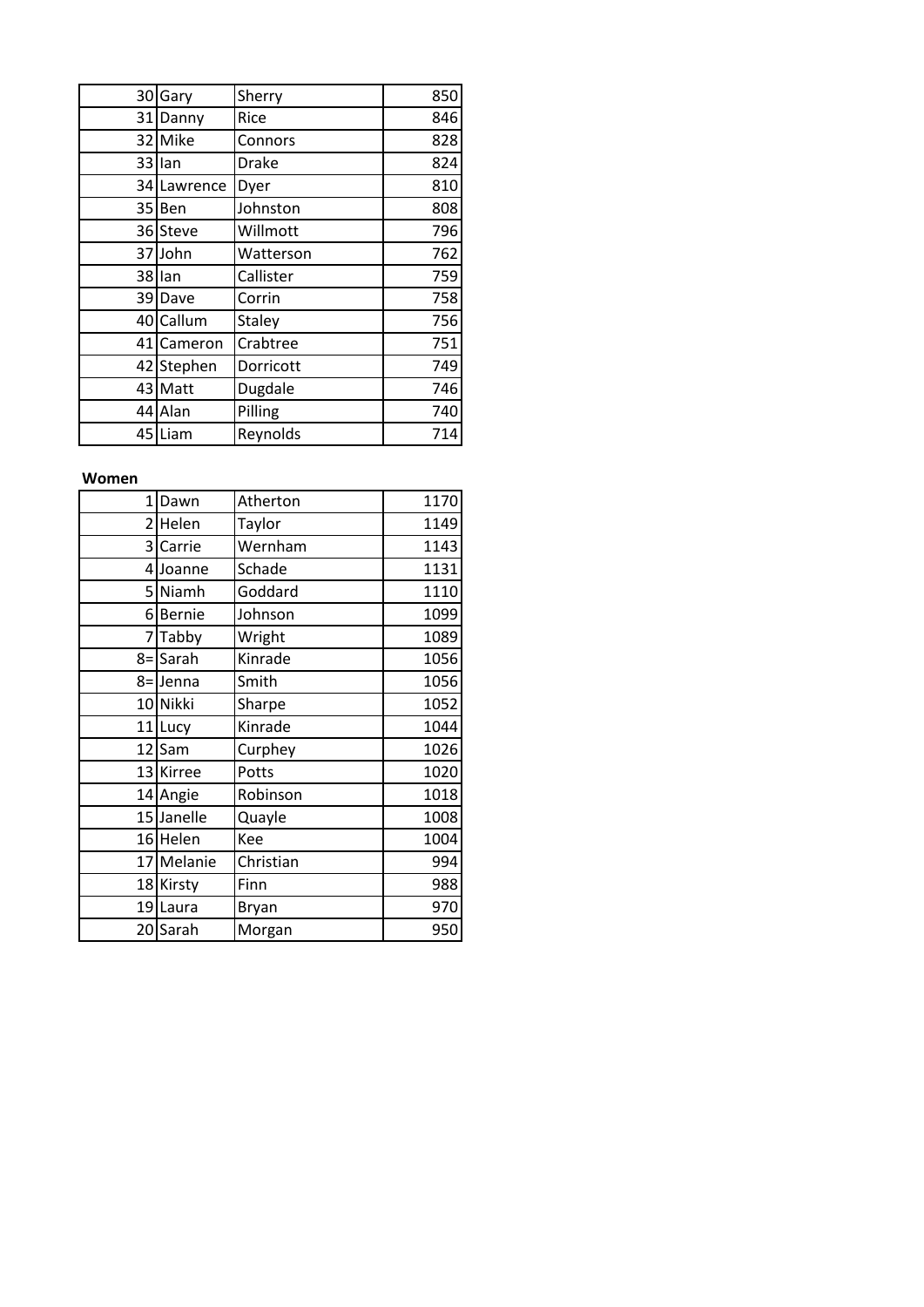| | | | |
|---|---|---|---|
| 30 | Gary | Sherry | 850 |
| 31 | Danny | Rice | 846 |
| 32 | Mike | Connors | 828 |
| 33 | Ian | Drake | 824 |
| 34 | Lawrence | Dyer | 810 |
| 35 | Ben | Johnston | 808 |
| 36 | Steve | Willmott | 796 |
| 37 | John | Watterson | 762 |
| 38 | Ian | Callister | 759 |
| 39 | Dave | Corrin | 758 |
| 40 | Callum | Staley | 756 |
| 41 | Cameron | Crabtree | 751 |
| 42 | Stephen | Dorricott | 749 |
| 43 | Matt | Dugdale | 746 |
| 44 | Alan | Pilling | 740 |
| 45 | Liam | Reynolds | 714 |

**Women**

| | | | |
|---|---|---|---|
| 1 | Dawn | Atherton | 1170 |
| 2 | Helen | Taylor | 1149 |
| 3 | Carrie | Wernham | 1143 |
| 4 | Joanne | Schade | 1131 |
| 5 | Niamh | Goddard | 1110 |
| 6 | Bernie | Johnson | 1099 |
| 7 | Tabby | Wright | 1089 |
| 8= | Sarah | Kinrade | 1056 |
| 8= | Jenna | Smith | 1056 |
| 10 | Nikki | Sharpe | 1052 |
| 11 | Lucy | Kinrade | 1044 |
| 12 | Sam | Curphey | 1026 |
| 13 | Kirree | Potts | 1020 |
| 14 | Angie | Robinson | 1018 |
| 15 | Janelle | Quayle | 1008 |
| 16 | Helen | Kee | 1004 |
| 17 | Melanie | Christian | 994 |
| 18 | Kirsty | Finn | 988 |
| 19 | Laura | Bryan | 970 |
| 20 | Sarah | Morgan | 950 |